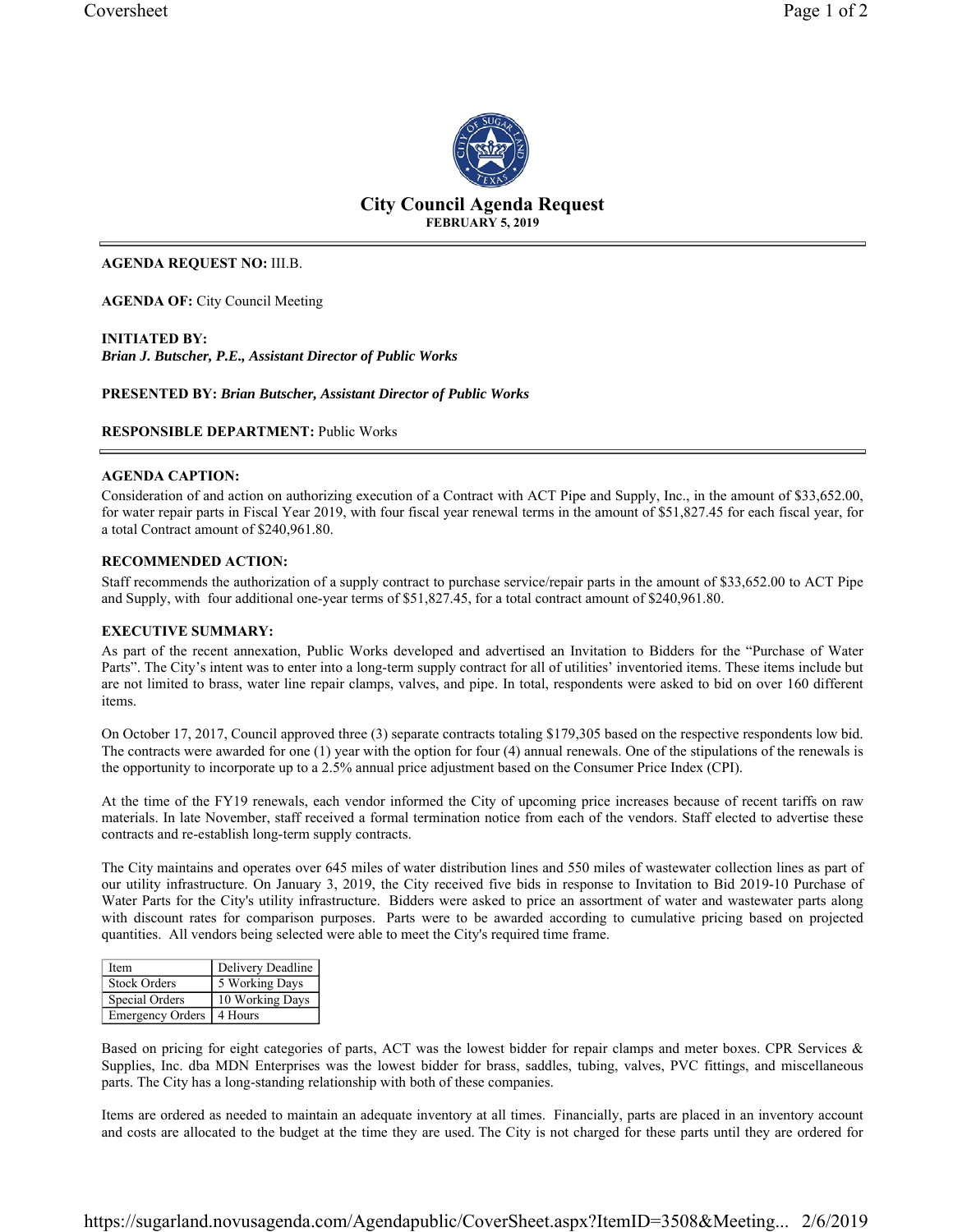# City Council Agenda Request

**FEBRUARY 5, 2019**

---

**AGENDA REQUEST NO:** III.B.

**AGENDA OF:** City Council Meeting

**INITIATED BY:**
***Brian J. Butscher, P.E., Assistant Director of Public Works***

**PRESENTED BY:** ***Brian Butscher, Assistant Director of Public Works***

**RESPONSIBLE DEPARTMENT:** Public Works

---

**AGENDA CAPTION:**

Consideration of and action on authorizing execution of a Contract with ACT Pipe and Supply, Inc., in the amount of $33,652.00, for water repair parts in Fiscal Year 2019, with four fiscal year renewal terms in the amount of $51,827.45 for each fiscal year, for a total Contract amount of $240,961.80.

**RECOMMENDED ACTION:**

Staff recommends the authorization of a supply contract to purchase service/repair parts in the amount of $33,652.00 to ACT Pipe and Supply, with four additional one-year terms of $51,827.45, for a total contract amount of $240,961.80.

**EXECUTIVE SUMMARY:**

As part of the recent annexation, Public Works developed and advertised an Invitation to Bidders for the "Purchase of Water Parts". The City's intent was to enter into a long-term supply contract for all of utilities' inventoried items. These items include but are not limited to brass, water line repair clamps, valves, and pipe. In total, respondents were asked to bid on over 160 different items.

On October 17, 2017, Council approved three (3) separate contracts totaling $179,305 based on the respective respondents low bid. The contracts were awarded for one (1) year with the option for four (4) annual renewals. One of the stipulations of the renewals is the opportunity to incorporate up to a 2.5% annual price adjustment based on the Consumer Price Index (CPI).

At the time of the FY19 renewals, each vendor informed the City of upcoming price increases because of recent tariffs on raw materials. In late November, staff received a formal termination notice from each of the vendors. Staff elected to advertise these contracts and re-establish long-term supply contracts.

The City maintains and operates over 645 miles of water distribution lines and 550 miles of wastewater collection lines as part of our utility infrastructure. On January 3, 2019, the City received five bids in response to Invitation to Bid 2019-10 Purchase of Water Parts for the City's utility infrastructure. Bidders were asked to price an assortment of water and wastewater parts along with discount rates for comparison purposes. Parts were to be awarded according to cumulative pricing based on projected quantities. All vendors being selected were able to meet the City's required time frame.

| Item | Delivery Deadline |
|---|---|
| Stock Orders | 5 Working Days |
| Special Orders | 10 Working Days |
| Emergency Orders | 4 Hours |

Based on pricing for eight categories of parts, ACT was the lowest bidder for repair clamps and meter boxes. CPR Services & Supplies, Inc. dba MDN Enterprises was the lowest bidder for brass, saddles, tubing, valves, PVC fittings, and miscellaneous parts. The City has a long-standing relationship with both of these companies.

Items are ordered as needed to maintain an adequate inventory at all times. Financially, parts are placed in an inventory account and costs are allocated to the budget at the time they are used. The City is not charged for these parts until they are ordered for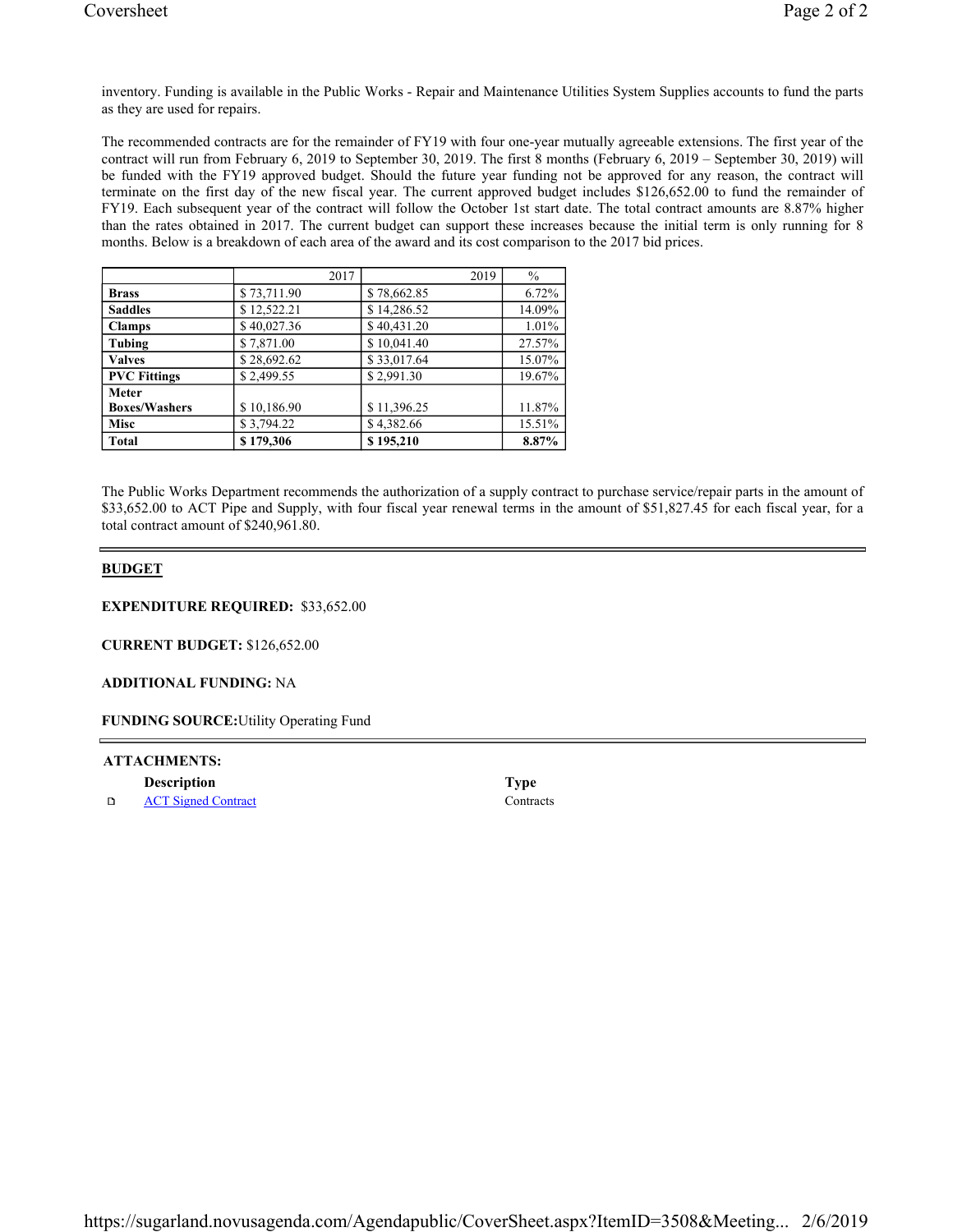inventory. Funding is available in the Public Works - Repair and Maintenance Utilities System Supplies accounts to fund the parts as they are used for repairs.

The recommended contracts are for the remainder of FY19 with four one-year mutually agreeable extensions. The first year of the contract will run from February 6, 2019 to September 30, 2019. The first 8 months (February 6, 2019 – September 30, 2019) will be funded with the FY19 approved budget. Should the future year funding not be approved for any reason, the contract will terminate on the first day of the new fiscal year. The current approved budget includes $126,652.00 to fund the remainder of FY19. Each subsequent year of the contract will follow the October 1st start date. The total contract amounts are 8.87% higher than the rates obtained in 2017. The current budget can support these increases because the initial term is only running for 8 months. Below is a breakdown of each area of the award and its cost comparison to the 2017 bid prices.

| | 2017 | 2019 | % |
|---|---|---|---|
| **Brass** | $ 73,711.90 | $ 78,662.85 | 6.72% |
| **Saddles** | $ 12,522.21 | $ 14,286.52 | 14.09% |
| **Clamps** | $ 40,027.36 | $ 40,431.20 | 1.01% |
| **Tubing** | $ 7,871.00 | $ 10,041.40 | 27.57% |
| **Valves** | $ 28,692.62 | $ 33,017.64 | 15.07% |
| **PVC Fittings** | $ 2,499.55 | $ 2,991.30 | 19.67% |
| **Meter Boxes/Washers** | $ 10,186.90 | $ 11,396.25 | 11.87% |
| **Misc** | $ 3,794.22 | $ 4,382.66 | 15.51% |
| **Total** | **$ 179,306** | **$ 195,210** | **8.87%** |

The Public Works Department recommends the authorization of a supply contract to purchase service/repair parts in the amount of $33,652.00 to ACT Pipe and Supply, with four fiscal year renewal terms in the amount of $51,827.45 for each fiscal year, for a total contract amount of $240,961.80.

## BUDGET

**EXPENDITURE REQUIRED:** $33,652.00

**CURRENT BUDGET:** $126,652.00

**ADDITIONAL FUNDING:** NA

**FUNDING SOURCE:** Utility Operating Fund

**ATTACHMENTS:**

| Description | Type |
|---|---|
| ACT Signed Contract | Contracts |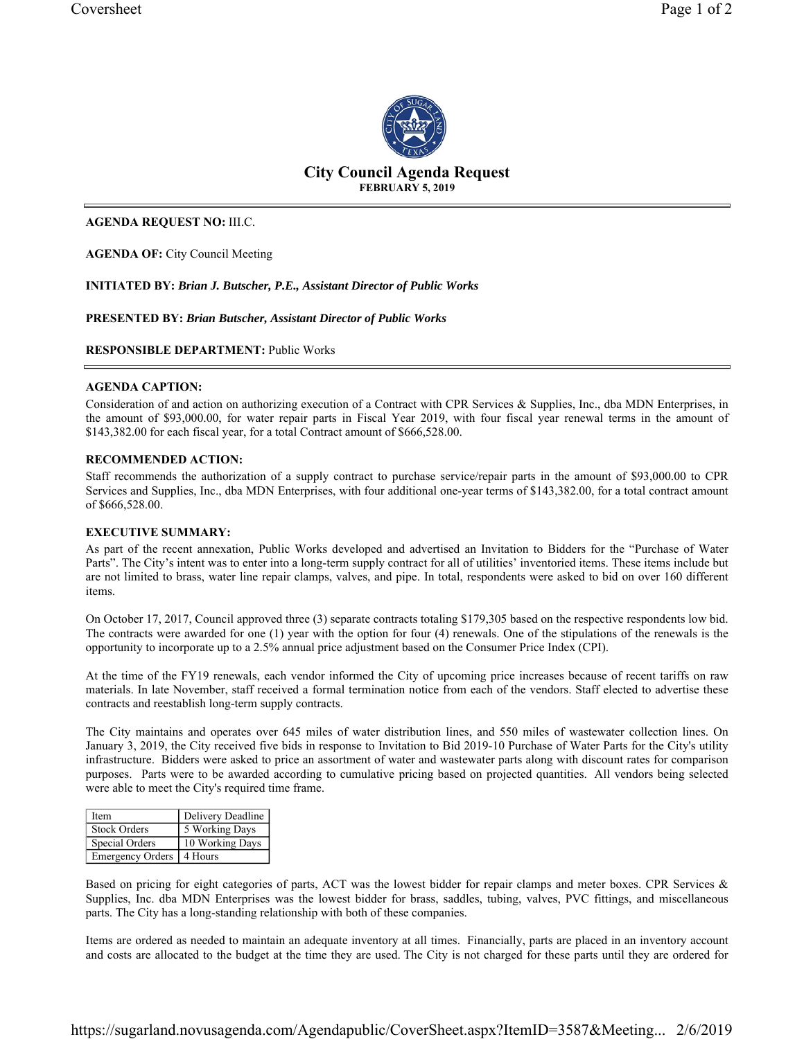# City Council Agenda Request

**FEBRUARY 5, 2019**

---

**AGENDA REQUEST NO:** III.C.

**AGENDA OF:** City Council Meeting

**INITIATED BY:** ***Brian J. Butscher, P.E., Assistant Director of Public Works***

**PRESENTED BY:** ***Brian Butscher, Assistant Director of Public Works***

**RESPONSIBLE DEPARTMENT:** Public Works

---

**AGENDA CAPTION:**

Consideration of and action on authorizing execution of a Contract with CPR Services & Supplies, Inc., dba MDN Enterprises, in the amount of $93,000.00, for water repair parts in Fiscal Year 2019, with four fiscal year renewal terms in the amount of $143,382.00 for each fiscal year, for a total Contract amount of $666,528.00.

**RECOMMENDED ACTION:**

Staff recommends the authorization of a supply contract to purchase service/repair parts in the amount of $93,000.00 to CPR Services and Supplies, Inc., dba MDN Enterprises, with four additional one-year terms of $143,382.00, for a total contract amount of $666,528.00.

**EXECUTIVE SUMMARY:**

As part of the recent annexation, Public Works developed and advertised an Invitation to Bidders for the "Purchase of Water Parts". The City's intent was to enter into a long-term supply contract for all of utilities' inventoried items. These items include but are not limited to brass, water line repair clamps, valves, and pipe. In total, respondents were asked to bid on over 160 different items.

On October 17, 2017, Council approved three (3) separate contracts totaling $179,305 based on the respective respondents low bid. The contracts were awarded for one (1) year with the option for four (4) renewals. One of the stipulations of the renewals is the opportunity to incorporate up to a 2.5% annual price adjustment based on the Consumer Price Index (CPI).

At the time of the FY19 renewals, each vendor informed the City of upcoming price increases because of recent tariffs on raw materials. In late November, staff received a formal termination notice from each of the vendors. Staff elected to advertise these contracts and reestablish long-term supply contracts.

The City maintains and operates over 645 miles of water distribution lines, and 550 miles of wastewater collection lines. On January 3, 2019, the City received five bids in response to Invitation to Bid 2019-10 Purchase of Water Parts for the City's utility infrastructure. Bidders were asked to price an assortment of water and wastewater parts along with discount rates for comparison purposes. Parts were to be awarded according to cumulative pricing based on projected quantities. All vendors being selected were able to meet the City's required time frame.

| Item | Delivery Deadline |
|---|---|
| Stock Orders | 5 Working Days |
| Special Orders | 10 Working Days |
| Emergency Orders | 4 Hours |

Based on pricing for eight categories of parts, ACT was the lowest bidder for repair clamps and meter boxes. CPR Services & Supplies, Inc. dba MDN Enterprises was the lowest bidder for brass, saddles, tubing, valves, PVC fittings, and miscellaneous parts. The City has a long-standing relationship with both of these companies.

Items are ordered as needed to maintain an adequate inventory at all times. Financially, parts are placed in an inventory account and costs are allocated to the budget at the time they are used. The City is not charged for these parts until they are ordered for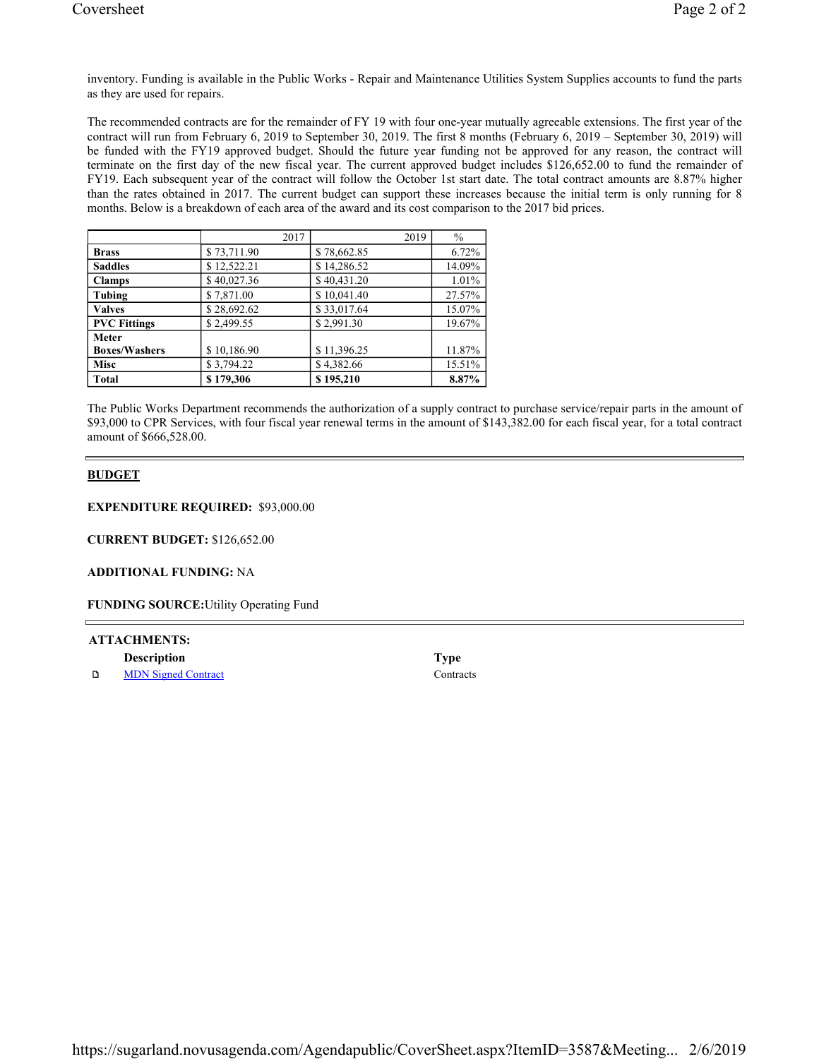inventory. Funding is available in the Public Works - Repair and Maintenance Utilities System Supplies accounts to fund the parts as they are used for repairs.

The recommended contracts are for the remainder of FY 19 with four one-year mutually agreeable extensions. The first year of the contract will run from February 6, 2019 to September 30, 2019. The first 8 months (February 6, 2019 – September 30, 2019) will be funded with the FY19 approved budget. Should the future year funding not be approved for any reason, the contract will terminate on the first day of the new fiscal year. The current approved budget includes $126,652.00 to fund the remainder of FY19. Each subsequent year of the contract will follow the October 1st start date. The total contract amounts are 8.87% higher than the rates obtained in 2017. The current budget can support these increases because the initial term is only running for 8 months. Below is a breakdown of each area of the award and its cost comparison to the 2017 bid prices.

| | 2017 | 2019 | % |
|---|---|---|---|
| **Brass** | $ 73,711.90 | $ 78,662.85 | 6.72% |
| **Saddles** | $ 12,522.21 | $ 14,286.52 | 14.09% |
| **Clamps** | $ 40,027.36 | $ 40,431.20 | 1.01% |
| **Tubing** | $ 7,871.00 | $ 10,041.40 | 27.57% |
| **Valves** | $ 28,692.62 | $ 33,017.64 | 15.07% |
| **PVC Fittings** | $ 2,499.55 | $ 2,991.30 | 19.67% |
| **Meter Boxes/Washers** | $ 10,186.90 | $ 11,396.25 | 11.87% |
| **Misc** | $ 3,794.22 | $ 4,382.66 | 15.51% |
| **Total** | **$ 179,306** | **$ 195,210** | **8.87%** |

The Public Works Department recommends the authorization of a supply contract to purchase service/repair parts in the amount of $93,000 to CPR Services, with four fiscal year renewal terms in the amount of $143,382.00 for each fiscal year, for a total contract amount of $666,528.00.

## BUDGET

**EXPENDITURE REQUIRED:** $93,000.00

**CURRENT BUDGET:** $126,652.00

**ADDITIONAL FUNDING:** NA

**FUNDING SOURCE:** Utility Operating Fund

**ATTACHMENTS:**

| Description | Type |
|---|---|
| MDN Signed Contract | Contracts |